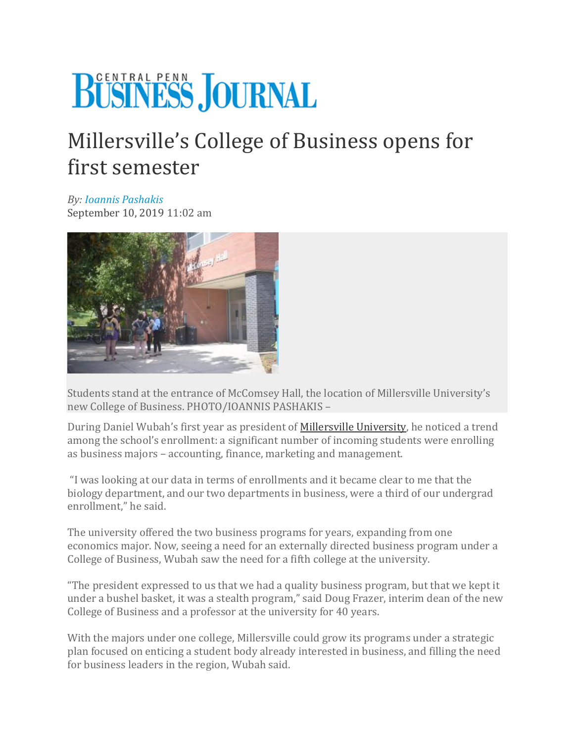# Millersville's College of Business opens for first semester

*By: Ioannis Pashakis*
September 10, 2019 11:02 am

Students stand at the entrance of McComsey Hall, the location of Millersville University's new College of Business. PHOTO/IOANNIS PASHAKIS –

During Daniel Wubah's first year as president of Millersville University, he noticed a trend among the school's enrollment: a significant number of incoming students were enrolling as business majors – accounting, finance, marketing and management.

"I was looking at our data in terms of enrollments and it became clear to me that the biology department, and our two departments in business, were a third of our undergrad enrollment," he said.

The university offered the two business programs for years, expanding from one economics major. Now, seeing a need for an externally directed business program under a College of Business, Wubah saw the need for a fifth college at the university.

"The president expressed to us that we had a quality business program, but that we kept it under a bushel basket, it was a stealth program," said Doug Frazer, interim dean of the new College of Business and a professor at the university for 40 years.

With the majors under one college, Millersville could grow its programs under a strategic plan focused on enticing a student body already interested in business, and filling the need for business leaders in the region, Wubah said.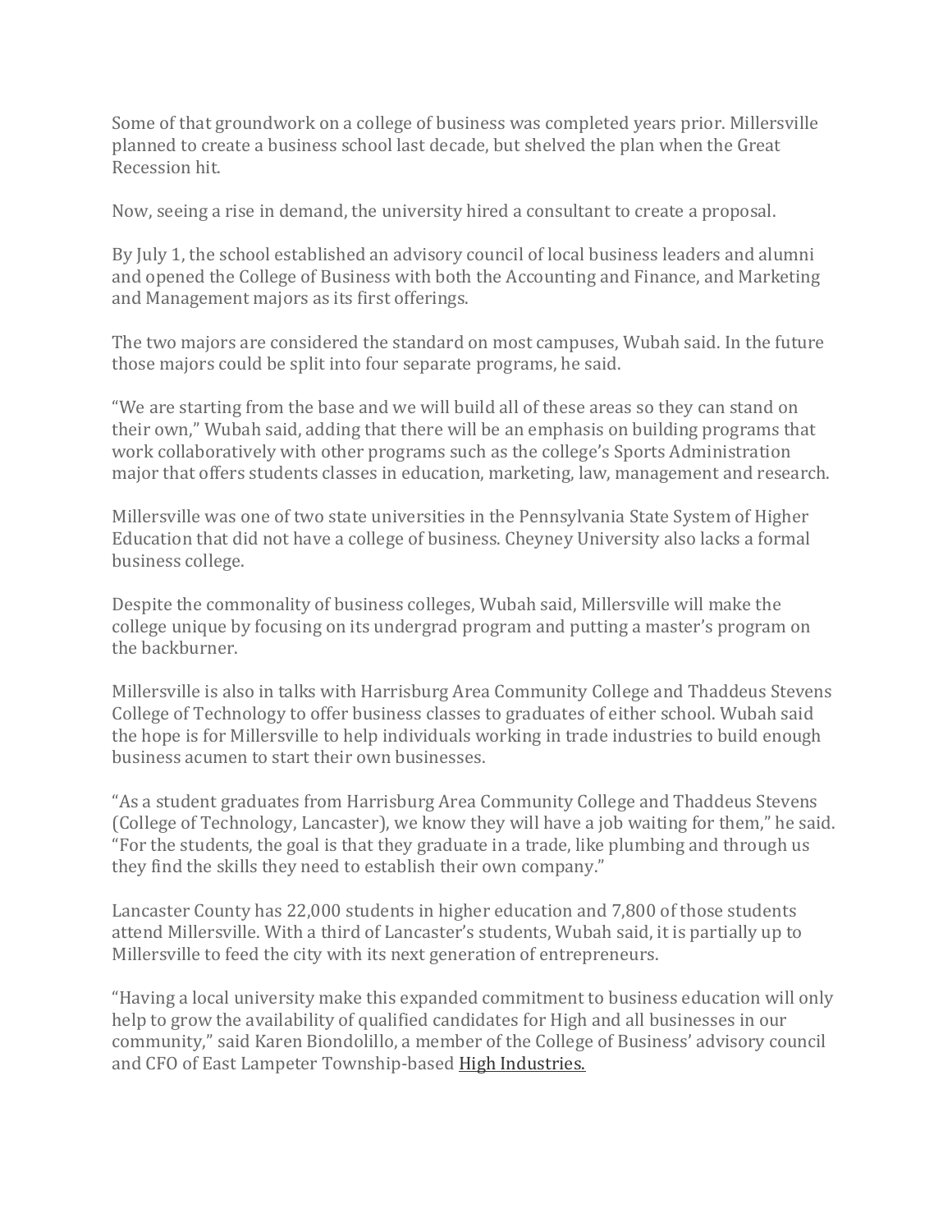Some of that groundwork on a college of business was completed years prior. Millersville planned to create a business school last decade, but shelved the plan when the Great Recession hit.

Now, seeing a rise in demand, the university hired a consultant to create a proposal.

By July 1, the school established an advisory council of local business leaders and alumni and opened the College of Business with both the Accounting and Finance, and Marketing and Management majors as its first offerings.

The two majors are considered the standard on most campuses, Wubah said. In the future those majors could be split into four separate programs, he said.

"We are starting from the base and we will build all of these areas so they can stand on their own," Wubah said, adding that there will be an emphasis on building programs that work collaboratively with other programs such as the college's Sports Administration major that offers students classes in education, marketing, law, management and research.

Millersville was one of two state universities in the Pennsylvania State System of Higher Education that did not have a college of business. Cheyney University also lacks a formal business college.

Despite the commonality of business colleges, Wubah said, Millersville will make the college unique by focusing on its undergrad program and putting a master's program on the backburner.

Millersville is also in talks with Harrisburg Area Community College and Thaddeus Stevens College of Technology to offer business classes to graduates of either school. Wubah said the hope is for Millersville to help individuals working in trade industries to build enough business acumen to start their own businesses.

"As a student graduates from Harrisburg Area Community College and Thaddeus Stevens (College of Technology, Lancaster), we know they will have a job waiting for them," he said. "For the students, the goal is that they graduate in a trade, like plumbing and through us they find the skills they need to establish their own company."

Lancaster County has 22,000 students in higher education and 7,800 of those students attend Millersville. With a third of Lancaster's students, Wubah said, it is partially up to Millersville to feed the city with its next generation of entrepreneurs.

"Having a local university make this expanded commitment to business education will only help to grow the availability of qualified candidates for High and all businesses in our community," said Karen Biondolillo, a member of the College of Business' advisory council and CFO of East Lampeter Township-based High Industries.